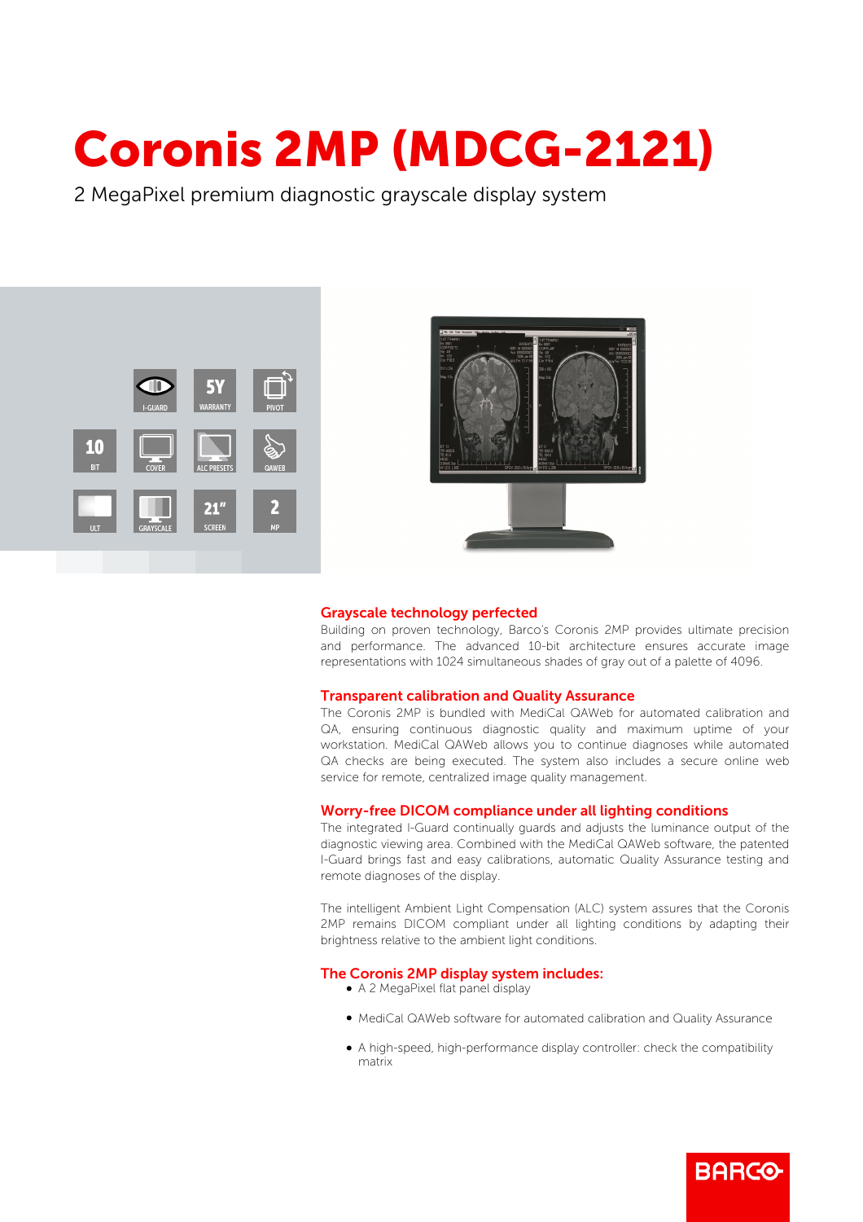# Coronis 2MP (MDCG-2121)

2 MegaPixel premium diagnostic grayscale display system

I-GUARD | 5Y WARRANTY | PIVOT | 10 BIT | COVER | ALC PRESETS | QAWEB | ULT | GRAYSCALE | 21" SCREEN | 2 MP

## Grayscale technology perfected

Building on proven technology, Barco's Coronis 2MP provides ultimate precision and performance. The advanced 10-bit architecture ensures accurate image representations with 1024 simultaneous shades of gray out of a palette of 4096.

## Transparent calibration and Quality Assurance

The Coronis 2MP is bundled with MediCal QAWeb for automated calibration and QA, ensuring continuous diagnostic quality and maximum uptime of your workstation. MediCal QAWeb allows you to continue diagnoses while automated QA checks are being executed. The system also includes a secure online web service for remote, centralized image quality management.

## Worry-free DICOM compliance under all lighting conditions

The integrated I-Guard continually guards and adjusts the luminance output of the diagnostic viewing area. Combined with the MediCal QAWeb software, the patented I-Guard brings fast and easy calibrations, automatic Quality Assurance testing and remote diagnoses of the display.

The intelligent Ambient Light Compensation (ALC) system assures that the Coronis 2MP remains DICOM compliant under all lighting conditions by adapting their brightness relative to the ambient light conditions.

## The Coronis 2MP display system includes:

- A 2 MegaPixel flat panel display
- MediCal QAWeb software for automated calibration and Quality Assurance
- A high-speed, high-performance display controller: check the compatibility matrix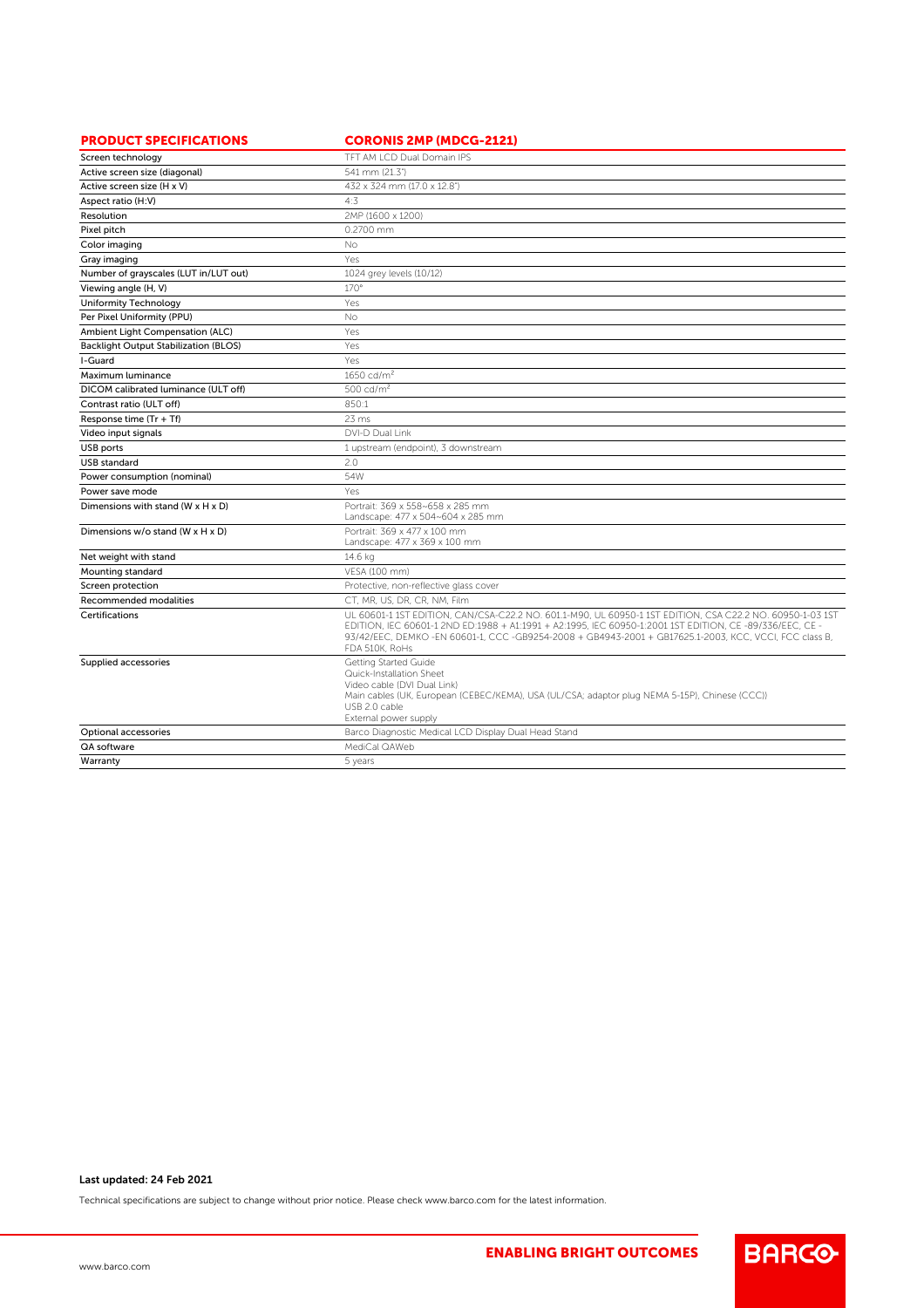| PRODUCT SPECIFICATIONS | CORONIS 2MP (MDCG-2121) |
| --- | --- |
| Screen technology | TFT AM LCD Dual Domain IPS |
| Active screen size (diagonal) | 541 mm (21.3") |
| Active screen size (H x V) | 432 x 324 mm (17.0 x 12.8") |
| Aspect ratio (H:V) | 4:3 |
| Resolution | 2MP (1600 x 1200) |
| Pixel pitch | 0.2700 mm |
| Color imaging | No |
| Gray imaging | Yes |
| Number of grayscales (LUT in/LUT out) | 1024 grey levels (10/12) |
| Viewing angle (H, V) | 170° |
| Uniformity Technology | Yes |
| Per Pixel Uniformity (PPU) | No |
| Ambient Light Compensation (ALC) | Yes |
| Backlight Output Stabilization (BLOS) | Yes |
| I-Guard | Yes |
| Maximum luminance | 1650 $cd/m^2$ |
| DICOM calibrated luminance (ULT off) | 500 $cd/m^2$ |
| Contrast ratio (ULT off) | 850:1 |
| Response time (Tr + Tf) | 23 ms |
| Video input signals | DVI-D Dual Link |
| USB ports | 1 upstream (endpoint), 3 downstream |
| USB standard | 2.0 |
| Power consumption (nominal) | 54W |
| Power save mode | Yes |
| Dimensions with stand (W x H x D) | Portrait: 369 x 558~658 x 285 mm<br>Landscape: 477 x 504~604 x 285 mm |
| Dimensions w/o stand (W x H x D) | Portrait: 369 x 477 x 100 mm<br>Landscape: 477 x 369 x 100 mm |
| Net weight with stand | 14.6 kg |
| Mounting standard | VESA (100 mm) |
| Screen protection | Protective, non-reflective glass cover |
| Recommended modalities | CT, MR, US, DR, CR, NM, Film |
| Certifications | UL 60601-1 1ST EDITION, CAN/CSA-C22.2 NO. 601.1-M90, UL 60950-1 1ST EDITION, CSA C22.2 NO. 60950-1-03 1ST EDITION, IEC 60601-1 2ND ED:1988 + A1:1991 + A2:1995, IEC 60950-1:2001 1ST EDITION, CE -89/336/EEC, CE -93/42/EEC, DEMKO -EN 60601-1, CCC -GB9254-2008 + GB4943-2001 + GB17625.1-2003, KCC, VCCI, FCC class B, FDA 510K, RoHs |
| Supplied accessories | Getting Started Guide<br>Quick-Installation Sheet<br>Video cable (DVI Dual Link)<br>Main cables (UK, European (CEBEC/KEMA), USA (UL/CSA; adaptor plug NEMA 5-15P), Chinese (CCC))<br>USB 2.0 cable<br>External power supply |
| Optional accessories | Barco Diagnostic Medical LCD Display Dual Head Stand |
| QA software | MediCal QAWeb |
| Warranty | 5 years |

**Last updated: 24 Feb 2021**

Technical specifications are subject to change without prior notice. Please check www.barco.com for the latest information.